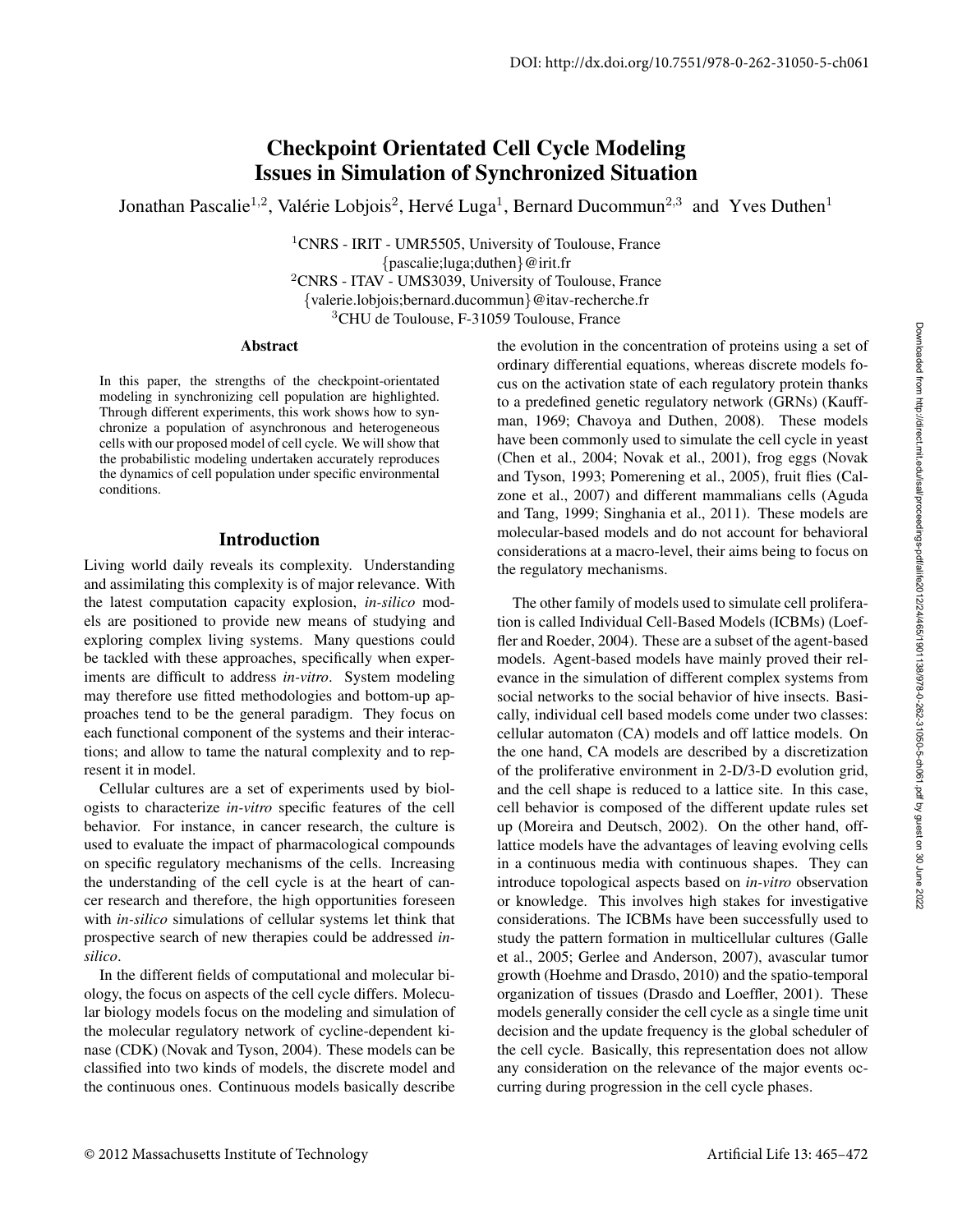# Checkpoint Orientated Cell Cycle Modeling Issues in Simulation of Synchronized Situation

Jonathan Pascalie[1,2], Valérie Lobjois[2], Hervé Luga[1], Bernard Ducommun[2,3] and Yves Duthen[1]

[1]CNRS - IRIT - UMR5505, University of Toulouse, France
{pascalie;luga;duthen}@irit.fr
[2]CNRS - ITAV - UMS3039, University of Toulouse, France
{valerie.lobjois;bernard.ducommun}@itav-recherche.fr
[3]CHU de Toulouse, F-31059 Toulouse, France

### Abstract

In this paper, the strengths of the checkpoint-orientated modeling in synchronizing cell population are highlighted. Through different experiments, this work shows how to synchronize a population of asynchronous and heterogeneous cells with our proposed model of cell cycle. We will show that the probabilistic modeling undertaken accurately reproduces the dynamics of cell population under specific environmental conditions.

## Introduction

Living world daily reveals its complexity. Understanding and assimilating this complexity is of major relevance. With the latest computation capacity explosion, *in-silico* models are positioned to provide new means of studying and exploring complex living systems. Many questions could be tackled with these approaches, specifically when experiments are difficult to address *in-vitro*. System modeling may therefore use fitted methodologies and bottom-up approaches tend to be the general paradigm. They focus on each functional component of the systems and their interactions; and allow to tame the natural complexity and to represent it in model.

Cellular cultures are a set of experiments used by biologists to characterize *in-vitro* specific features of the cell behavior. For instance, in cancer research, the culture is used to evaluate the impact of pharmacological compounds on specific regulatory mechanisms of the cells. Increasing the understanding of the cell cycle is at the heart of cancer research and therefore, the high opportunities foreseen with *in-silico* simulations of cellular systems let think that prospective search of new therapies could be addressed *in-silico*.

In the different fields of computational and molecular biology, the focus on aspects of the cell cycle differs. Molecular biology models focus on the modeling and simulation of the molecular regulatory network of cycline-dependent kinase (CDK) (Novak and Tyson, 2004). These models can be classified into two kinds of models, the discrete model and the continuous ones. Continuous models basically describe the evolution in the concentration of proteins using a set of ordinary differential equations, whereas discrete models focus on the activation state of each regulatory protein thanks to a predefined genetic regulatory network (GRNs) (Kauffman, 1969; Chavoya and Duthen, 2008). These models have been commonly used to simulate the cell cycle in yeast (Chen et al., 2004; Novak et al., 2001), frog eggs (Novak and Tyson, 1993; Pomerening et al., 2005), fruit flies (Calzone et al., 2007) and different mammalians cells (Aguda and Tang, 1999; Singhania et al., 2011). These models are molecular-based models and do not account for behavioral considerations at a macro-level, their aims being to focus on the regulatory mechanisms.

The other family of models used to simulate cell proliferation is called Individual Cell-Based Models (ICBMs) (Loeffler and Roeder, 2004). These are a subset of the agent-based models. Agent-based models have mainly proved their relevance in the simulation of different complex systems from social networks to the social behavior of hive insects. Basically, individual cell based models come under two classes: cellular automaton (CA) models and off lattice models. On the one hand, CA models are described by a discretization of the proliferative environment in 2-D/3-D evolution grid, and the cell shape is reduced to a lattice site. In this case, cell behavior is composed of the different update rules set up (Moreira and Deutsch, 2002). On the other hand, off-lattice models have the advantages of leaving evolving cells in a continuous media with continuous shapes. They can introduce topological aspects based on *in-vitro* observation or knowledge. This involves high stakes for investigative considerations. The ICBMs have been successfully used to study the pattern formation in multicellular cultures (Galle et al., 2005; Gerlee and Anderson, 2007), avascular tumor growth (Hoehme and Drasdo, 2010) and the spatio-temporal organization of tissues (Drasdo and Loeffler, 2001). These models generally consider the cell cycle as a single time unit decision and the update frequency is the global scheduler of the cell cycle. Basically, this representation does not allow any consideration on the relevance of the major events occurring during progression in the cell cycle phases.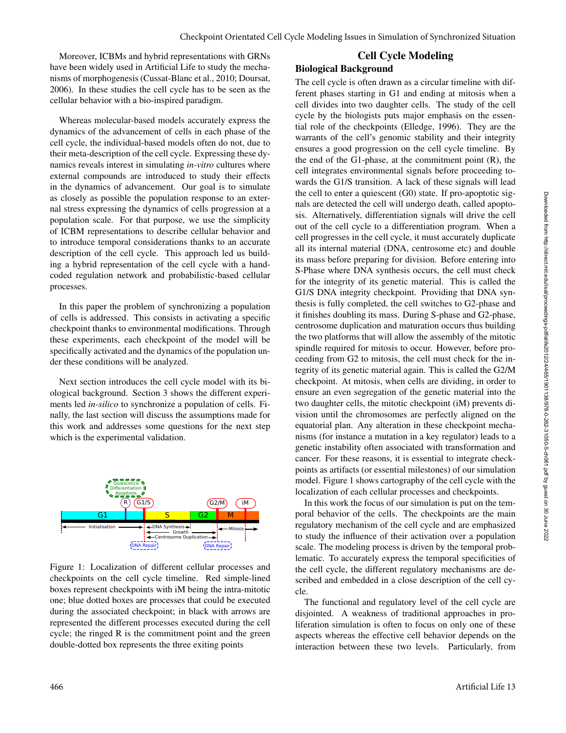Moreover, ICBMs and hybrid representations with GRNs have been widely used in Artificial Life to study the mechanisms of morphogenesis (Cussat-Blanc et al., 2010; Doursat, 2006). In these studies the cell cycle has to be seen as the cellular behavior with a bio-inspired paradigm.

Whereas molecular-based models accurately express the dynamics of the advancement of cells in each phase of the cell cycle, the individual-based models often do not, due to their meta-description of the cell cycle. Expressing these dynamics reveals interest in simulating *in-vitro* cultures where external compounds are introduced to study their effects in the dynamics of advancement. Our goal is to simulate as closely as possible the population response to an external stress expressing the dynamics of cells progression at a population scale. For that purpose, we use the simplicity of ICBM representations to describe cellular behavior and to introduce temporal considerations thanks to an accurate description of the cell cycle. This approach led us building a hybrid representation of the cell cycle with a hand-coded regulation network and probabilistic-based cellular processes.

In this paper the problem of synchronizing a population of cells is addressed. This consists in activating a specific checkpoint thanks to environmental modifications. Through these experiments, each checkpoint of the model will be specifically activated and the dynamics of the population under these conditions will be analyzed.

Next section introduces the cell cycle model with its biological background. Section 3 shows the different experiments led *in-silico* to synchronize a population of cells. Finally, the last section will discuss the assumptions made for this work and addresses some questions for the next step which is the experimental validation.

Figure 1: Localization of different cellular processes and checkpoints on the cell cycle timeline. Red simple-lined boxes represent checkpoints with iM being the intra-mitotic one; blue dotted boxes are processes that could be executed during the associated checkpoint; in black with arrows are represented the different processes executed during the cell cycle; the ringed R is the commitment point and the green double-dotted box represents the three exiting points

# Cell Cycle Modeling

## Biological Background

The cell cycle is often drawn as a circular timeline with different phases starting in G1 and ending at mitosis when a cell divides into two daughter cells. The study of the cell cycle by the biologists puts major emphasis on the essential role of the checkpoints (Elledge, 1996). They are the warrants of the cell's genomic stability and their integrity ensures a good progression on the cell cycle timeline. By the end of the G1-phase, at the commitment point (R), the cell integrates environmental signals before proceeding towards the G1/S transition. A lack of these signals will lead the cell to enter a quiescent (G0) state. If pro-apoptotic signals are detected the cell will undergo death, called apoptosis. Alternatively, differentiation signals will drive the cell out of the cell cycle to a differentiation program. When a cell progresses in the cell cycle, it must accurately duplicate all its internal material (DNA, centrosome etc) and double its mass before preparing for division. Before entering into S-Phase where DNA synthesis occurs, the cell must check for the integrity of its genetic material. This is called the G1/S DNA integrity checkpoint. Providing that DNA synthesis is fully completed, the cell switches to G2-phase and it finishes doubling its mass. During S-phase and G2-phase, centrosome duplication and maturation occurs thus building the two platforms that will allow the assembly of the mitotic spindle required for mitosis to occur. However, before proceeding from G2 to mitosis, the cell must check for the integrity of its genetic material again. This is called the G2/M checkpoint. At mitosis, when cells are dividing, in order to ensure an even segregation of the genetic material into the two daughter cells, the mitotic checkpoint (iM) prevents division until the chromosomes are perfectly aligned on the equatorial plan. Any alteration in these checkpoint mechanisms (for instance a mutation in a key regulator) leads to a genetic instability often associated with transformation and cancer. For these reasons, it is essential to integrate checkpoints as artifacts (or essential milestones) of our simulation model. Figure 1 shows cartography of the cell cycle with the localization of each cellular processes and checkpoints.

In this work the focus of our simulation is put on the temporal behavior of the cells. The checkpoints are the main regulatory mechanism of the cell cycle and are emphasized to study the influence of their activation over a population scale. The modeling process is driven by the temporal problematic. To accurately express the temporal specificities of the cell cycle, the different regulatory mechanisms are described and embedded in a close description of the cell cycle.

The functional and regulatory level of the cell cycle are disjointed. A weakness of traditional approaches in proliferation simulation is often to focus on only one of these aspects whereas the effective cell behavior depends on the interaction between these two levels. Particularly, from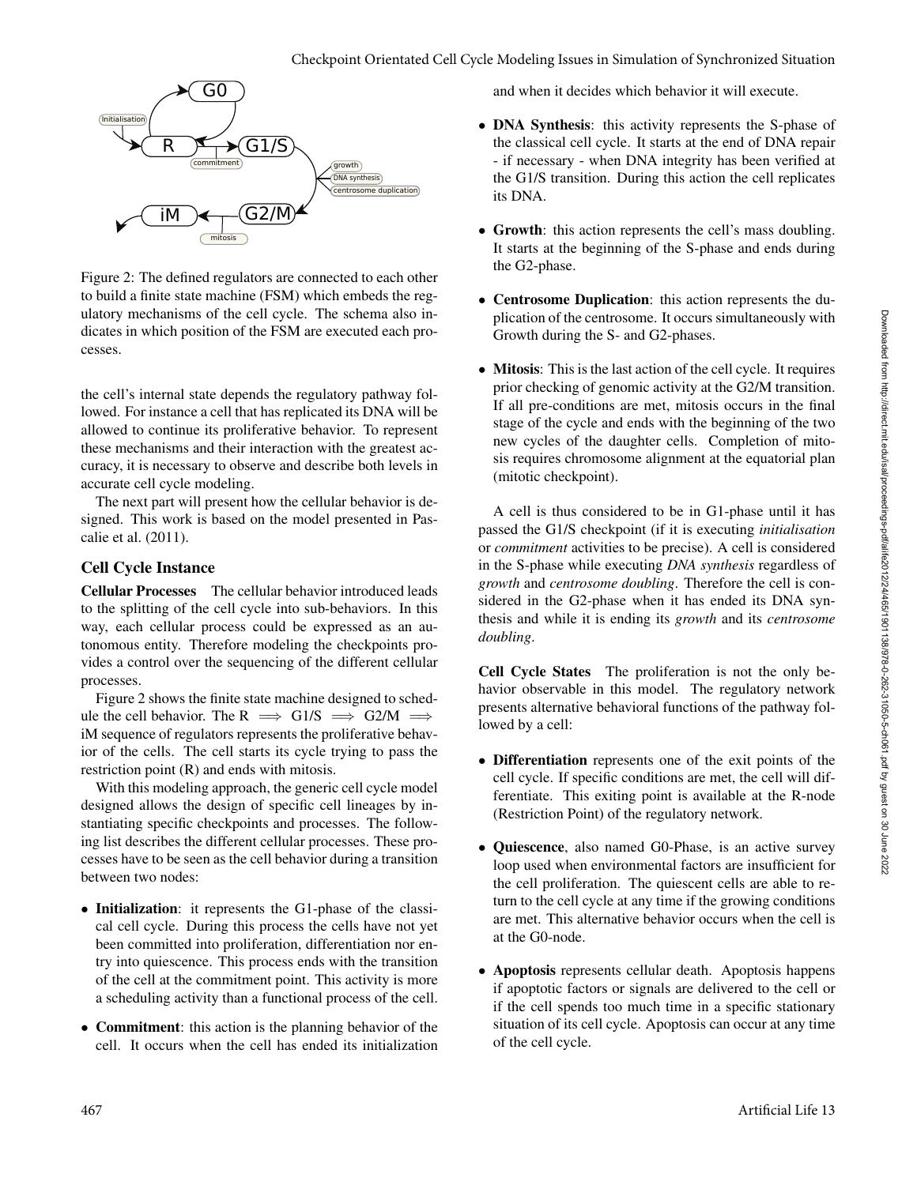Figure 2: The defined regulators are connected to each other to build a finite state machine (FSM) which embeds the regulatory mechanisms of the cell cycle. The schema also indicates in which position of the FSM are executed each processes.

the cell's internal state depends the regulatory pathway followed. For instance a cell that has replicated its DNA will be allowed to continue its proliferative behavior. To represent these mechanisms and their interaction with the greatest accuracy, it is necessary to observe and describe both levels in accurate cell cycle modeling.

The next part will present how the cellular behavior is designed. This work is based on the model presented in Pascalie et al. (2011).

## Cell Cycle Instance

**Cellular Processes** The cellular behavior introduced leads to the splitting of the cell cycle into sub-behaviors. In this way, each cellular process could be expressed as an autonomous entity. Therefore modeling the checkpoints provides a control over the sequencing of the different cellular processes.

Figure 2 shows the finite state machine designed to schedule the cell behavior. The R $\implies$ G1/S $\implies$ G2/M $\implies$ iM sequence of regulators represents the proliferative behavior of the cells. The cell starts its cycle trying to pass the restriction point (R) and ends with mitosis.

With this modeling approach, the generic cell cycle model designed allows the design of specific cell lineages by instantiating specific checkpoints and processes. The following list describes the different cellular processes. These processes have to be seen as the cell behavior during a transition between two nodes:

- **Initialization**: it represents the G1-phase of the classical cell cycle. During this process the cells have not yet been committed into proliferation, differentiation nor entry into quiescence. This process ends with the transition of the cell at the commitment point. This activity is more a scheduling activity than a functional process of the cell.
- **Commitment**: this action is the planning behavior of the cell. It occurs when the cell has ended its initialization and when it decides which behavior it will execute.
- **DNA Synthesis**: this activity represents the S-phase of the classical cell cycle. It starts at the end of DNA repair - if necessary - when DNA integrity has been verified at the G1/S transition. During this action the cell replicates its DNA.
- **Growth**: this action represents the cell's mass doubling. It starts at the beginning of the S-phase and ends during the G2-phase.
- **Centrosome Duplication**: this action represents the duplication of the centrosome. It occurs simultaneously with Growth during the S- and G2-phases.
- **Mitosis**: This is the last action of the cell cycle. It requires prior checking of genomic activity at the G2/M transition. If all pre-conditions are met, mitosis occurs in the final stage of the cycle and ends with the beginning of the two new cycles of the daughter cells. Completion of mitosis requires chromosome alignment at the equatorial plan (mitotic checkpoint).

A cell is thus considered to be in G1-phase until it has passed the G1/S checkpoint (if it is executing *initialisation* or *commitment* activities to be precise). A cell is considered in the S-phase while executing *DNA synthesis* regardless of *growth* and *centrosome doubling*. Therefore the cell is considered in the G2-phase when it has ended its DNA synthesis and while it is ending its *growth* and its *centrosome doubling*.

**Cell Cycle States** The proliferation is not the only behavior observable in this model. The regulatory network presents alternative behavioral functions of the pathway followed by a cell:

- **Differentiation** represents one of the exit points of the cell cycle. If specific conditions are met, the cell will differentiate. This exiting point is available at the R-node (Restriction Point) of the regulatory network.
- **Quiescence**, also named G0-Phase, is an active survey loop used when environmental factors are insufficient for the cell proliferation. The quiescent cells are able to return to the cell cycle at any time if the growing conditions are met. This alternative behavior occurs when the cell is at the G0-node.
- **Apoptosis** represents cellular death. Apoptosis happens if apoptotic factors or signals are delivered to the cell or if the cell spends too much time in a specific stationary situation of its cell cycle. Apoptosis can occur at any time of the cell cycle.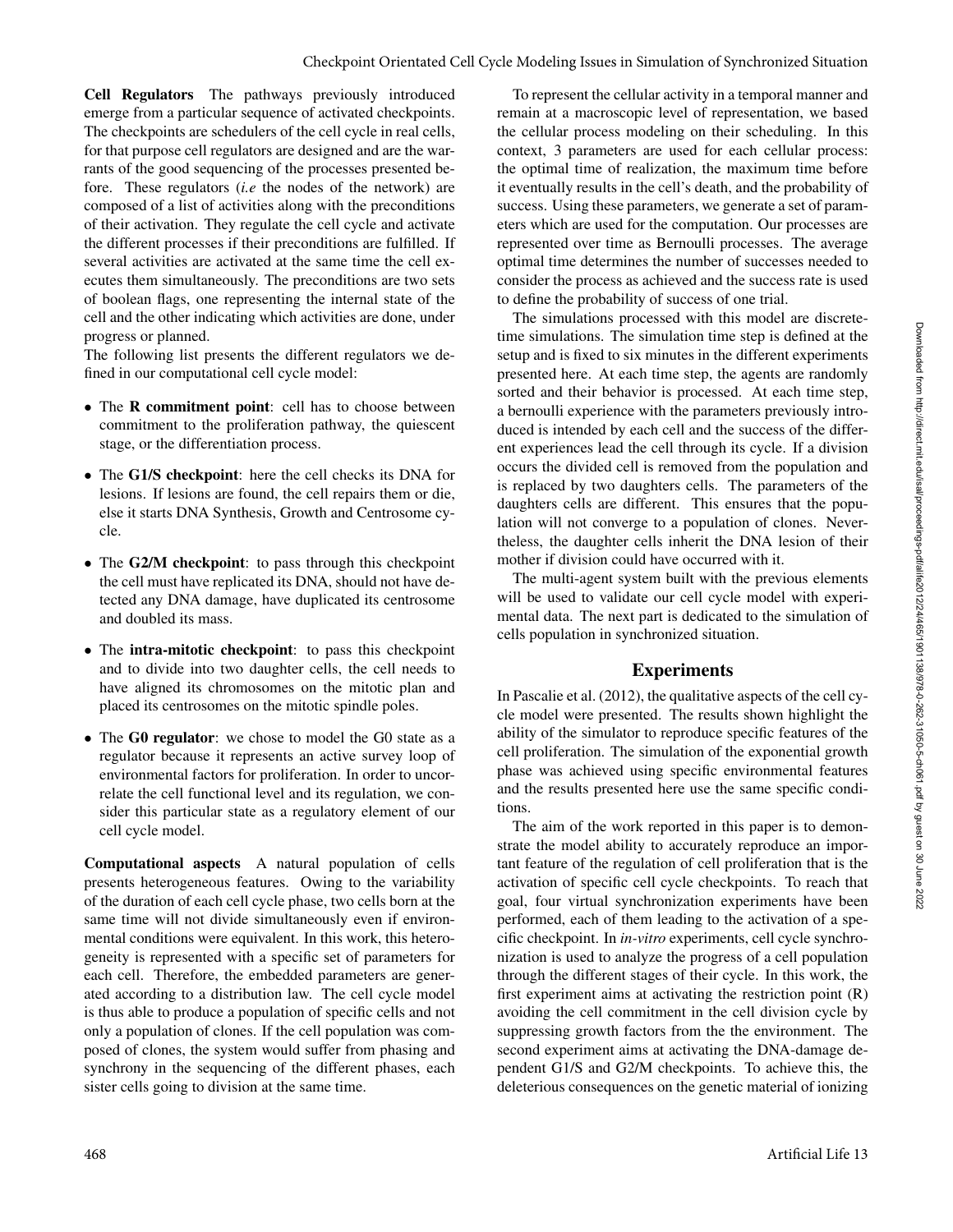**Cell Regulators** The pathways previously introduced emerge from a particular sequence of activated checkpoints. The checkpoints are schedulers of the cell cycle in real cells, for that purpose cell regulators are designed and are the warrants of the good sequencing of the processes presented before. These regulators (*i.e* the nodes of the network) are composed of a list of activities along with the preconditions of their activation. They regulate the cell cycle and activate the different processes if their preconditions are fulfilled. If several activities are activated at the same time the cell executes them simultaneously. The preconditions are two sets of boolean flags, one representing the internal state of the cell and the other indicating which activities are done, under progress or planned.

The following list presents the different regulators we defined in our computational cell cycle model:

- The **R commitment point**: cell has to choose between commitment to the proliferation pathway, the quiescent stage, or the differentiation process.
- The **G1/S checkpoint**: here the cell checks its DNA for lesions. If lesions are found, the cell repairs them or die, else it starts DNA Synthesis, Growth and Centrosome cycle.
- The **G2/M checkpoint**: to pass through this checkpoint the cell must have replicated its DNA, should not have detected any DNA damage, have duplicated its centrosome and doubled its mass.
- The **intra-mitotic checkpoint**: to pass this checkpoint and to divide into two daughter cells, the cell needs to have aligned its chromosomes on the mitotic plan and placed its centrosomes on the mitotic spindle poles.
- The **G0 regulator**: we chose to model the G0 state as a regulator because it represents an active survey loop of environmental factors for proliferation. In order to uncorrelate the cell functional level and its regulation, we consider this particular state as a regulatory element of our cell cycle model.

**Computational aspects** A natural population of cells presents heterogeneous features. Owing to the variability of the duration of each cell cycle phase, two cells born at the same time will not divide simultaneously even if environmental conditions were equivalent. In this work, this heterogeneity is represented with a specific set of parameters for each cell. Therefore, the embedded parameters are generated according to a distribution law. The cell cycle model is thus able to produce a population of specific cells and not only a population of clones. If the cell population was composed of clones, the system would suffer from phasing and synchrony in the sequencing of the different phases, each sister cells going to division at the same time.

To represent the cellular activity in a temporal manner and remain at a macroscopic level of representation, we based the cellular process modeling on their scheduling. In this context, 3 parameters are used for each cellular process: the optimal time of realization, the maximum time before it eventually results in the cell's death, and the probability of success. Using these parameters, we generate a set of parameters which are used for the computation. Our processes are represented over time as Bernoulli processes. The average optimal time determines the number of successes needed to consider the process as achieved and the success rate is used to define the probability of success of one trial.

The simulations processed with this model are discrete-time simulations. The simulation time step is defined at the setup and is fixed to six minutes in the different experiments presented here. At each time step, the agents are randomly sorted and their behavior is processed. At each time step, a bernoulli experience with the parameters previously introduced is intended by each cell and the success of the different experiences lead the cell through its cycle. If a division occurs the divided cell is removed from the population and is replaced by two daughters cells. The parameters of the daughters cells are different. This ensures that the population will not converge to a population of clones. Nevertheless, the daughter cells inherit the DNA lesion of their mother if division could have occurred with it.

The multi-agent system built with the previous elements will be used to validate our cell cycle model with experimental data. The next part is dedicated to the simulation of cells population in synchronized situation.

## Experiments

In Pascalie et al. (2012), the qualitative aspects of the cell cycle model were presented. The results shown highlight the ability of the simulator to reproduce specific features of the cell proliferation. The simulation of the exponential growth phase was achieved using specific environmental features and the results presented here use the same specific conditions.

The aim of the work reported in this paper is to demonstrate the model ability to accurately reproduce an important feature of the regulation of cell proliferation that is the activation of specific cell cycle checkpoints. To reach that goal, four virtual synchronization experiments have been performed, each of them leading to the activation of a specific checkpoint. In *in-vitro* experiments, cell cycle synchronization is used to analyze the progress of a cell population through the different stages of their cycle. In this work, the first experiment aims at activating the restriction point (R) avoiding the cell commitment in the cell division cycle by suppressing growth factors from the the environment. The second experiment aims at activating the DNA-damage dependent G1/S and G2/M checkpoints. To achieve this, the deleterious consequences on the genetic material of ionizing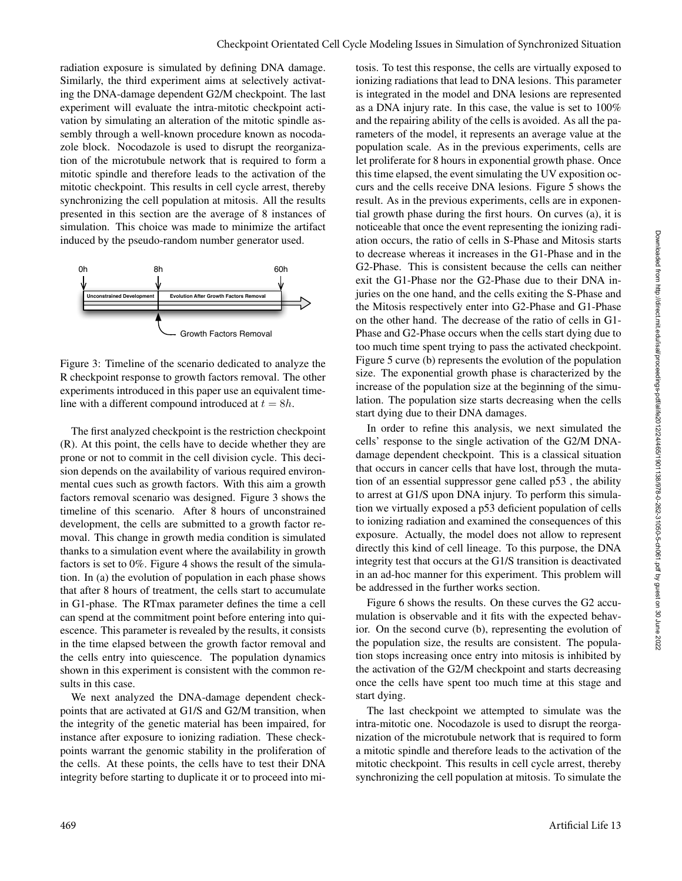radiation exposure is simulated by defining DNA damage. Similarly, the third experiment aims at selectively activating the DNA-damage dependent G2/M checkpoint. The last experiment will evaluate the intra-mitotic checkpoint activation by simulating an alteration of the mitotic spindle assembly through a well-known procedure known as nocodazole block. Nocodazole is used to disrupt the reorganization of the microtubule network that is required to form a mitotic spindle and therefore leads to the activation of the mitotic checkpoint. This results in cell cycle arrest, thereby synchronizing the cell population at mitosis. All the results presented in this section are the average of 8 instances of simulation. This choice was made to minimize the artifact induced by the pseudo-random number generator used.

Figure 3: Timeline of the scenario dedicated to analyze the R checkpoint response to growth factors removal. The other experiments introduced in this paper use an equivalent timeline with a different compound introduced at $t = 8h$.

The first analyzed checkpoint is the restriction checkpoint (R). At this point, the cells have to decide whether they are prone or not to commit in the cell division cycle. This decision depends on the availability of various required environmental cues such as growth factors. With this aim a growth factors removal scenario was designed. Figure 3 shows the timeline of this scenario. After 8 hours of unconstrained development, the cells are submitted to a growth factor removal. This change in growth media condition is simulated thanks to a simulation event where the availability in growth factors is set to 0%. Figure 4 shows the result of the simulation. In (a) the evolution of population in each phase shows that after 8 hours of treatment, the cells start to accumulate in G1-phase. The RTmax parameter defines the time a cell can spend at the commitment point before entering into quiescence. This parameter is revealed by the results, it consists in the time elapsed between the growth factor removal and the cells entry into quiescence. The population dynamics shown in this experiment is consistent with the common results in this case.

We next analyzed the DNA-damage dependent checkpoints that are activated at G1/S and G2/M transition, when the integrity of the genetic material has been impaired, for instance after exposure to ionizing radiation. These checkpoints warrant the genomic stability in the proliferation of the cells. At these points, the cells have to test their DNA integrity before starting to duplicate it or to proceed into mitosis. To test this response, the cells are virtually exposed to ionizing radiations that lead to DNA lesions. This parameter is integrated in the model and DNA lesions are represented as a DNA injury rate. In this case, the value is set to 100% and the repairing ability of the cells is avoided. As all the parameters of the model, it represents an average value at the population scale. As in the previous experiments, cells are let proliferate for 8 hours in exponential growth phase. Once this time elapsed, the event simulating the UV exposition occurs and the cells receive DNA lesions. Figure 5 shows the result. As in the previous experiments, cells are in exponential growth phase during the first hours. On curves (a), it is noticeable that once the event representing the ionizing radiation occurs, the ratio of cells in S-Phase and Mitosis starts to decrease whereas it increases in the G1-Phase and in the G2-Phase. This is consistent because the cells can neither exit the G1-Phase nor the G2-Phase due to their DNA injuries on the one hand, and the cells exiting the S-Phase and the Mitosis respectively enter into G2-Phase and G1-Phase on the other hand. The decrease of the ratio of cells in G1-Phase and G2-Phase occurs when the cells start dying due to too much time spent trying to pass the activated checkpoint. Figure 5 curve (b) represents the evolution of the population size. The exponential growth phase is characterized by the increase of the population size at the beginning of the simulation. The population size starts decreasing when the cells start dying due to their DNA damages.

In order to refine this analysis, we next simulated the cells' response to the single activation of the G2/M DNA-damage dependent checkpoint. This is a classical situation that occurs in cancer cells that have lost, through the mutation of an essential suppressor gene called p53 , the ability to arrest at G1/S upon DNA injury. To perform this simulation we virtually exposed a p53 deficient population of cells to ionizing radiation and examined the consequences of this exposure. Actually, the model does not allow to represent directly this kind of cell lineage. To this purpose, the DNA integrity test that occurs at the G1/S transition is deactivated in an ad-hoc manner for this experiment. This problem will be addressed in the further works section.

Figure 6 shows the results. On these curves the G2 accumulation is observable and it fits with the expected behavior. On the second curve (b), representing the evolution of the population size, the results are consistent. The population stops increasing once entry into mitosis is inhibited by the activation of the G2/M checkpoint and starts decreasing once the cells have spent too much time at this stage and start dying.

The last checkpoint we attempted to simulate was the intra-mitotic one. Nocodazole is used to disrupt the reorganization of the microtubule network that is required to form a mitotic spindle and therefore leads to the activation of the mitotic checkpoint. This results in cell cycle arrest, thereby synchronizing the cell population at mitosis. To simulate the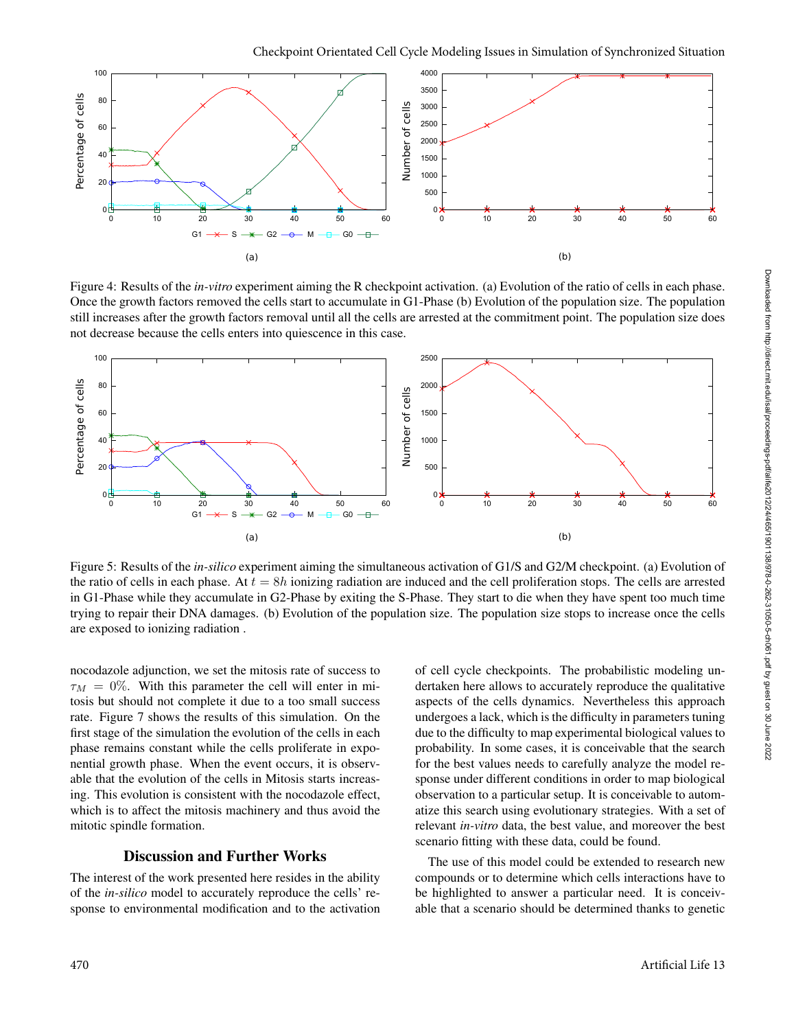Figure 4: Results of the *in-vitro* experiment aiming the R checkpoint activation. (a) Evolution of the ratio of cells in each phase. Once the growth factors removed the cells start to accumulate in G1-Phase (b) Evolution of the population size. The population still increases after the growth factors removal until all the cells are arrested at the commitment point. The population size does not decrease because the cells enters into quiescence in this case.

Figure 5: Results of the *in-silico* experiment aiming the simultaneous activation of G1/S and G2/M checkpoint. (a) Evolution of the ratio of cells in each phase. At $t = 8h$ ionizing radiation are induced and the cell proliferation stops. The cells are arrested in G1-Phase while they accumulate in G2-Phase by exiting the S-Phase. They start to die when they have spent too much time trying to repair their DNA damages. (b) Evolution of the population size. The population size stops to increase once the cells are exposed to ionizing radiation .

nocodazole adjunction, we set the mitosis rate of success to $\tau_M = 0\%$. With this parameter the cell will enter in mitosis but should not complete it due to a too small success rate. Figure 7 shows the results of this simulation. On the first stage of the simulation the evolution of the cells in each phase remains constant while the cells proliferate in exponential growth phase. When the event occurs, it is observable that the evolution of the cells in Mitosis starts increasing. This evolution is consistent with the nocodazole effect, which is to affect the mitosis machinery and thus avoid the mitotic spindle formation.

## Discussion and Further Works

The interest of the work presented here resides in the ability of the *in-silico* model to accurately reproduce the cells' response to environmental modification and to the activation of cell cycle checkpoints. The probabilistic modeling undertaken here allows to accurately reproduce the qualitative aspects of the cells dynamics. Nevertheless this approach undergoes a lack, which is the difficulty in parameters tuning due to the difficulty to map experimental biological values to probability. In some cases, it is conceivable that the search for the best values needs to carefully analyze the model response under different conditions in order to map biological observation to a particular setup. It is conceivable to automatize this search using evolutionary strategies. With a set of relevant *in-vitro* data, the best value, and moreover the best scenario fitting with these data, could be found.

The use of this model could be extended to research new compounds or to determine which cells interactions have to be highlighted to answer a particular need. It is conceivable that a scenario should be determined thanks to genetic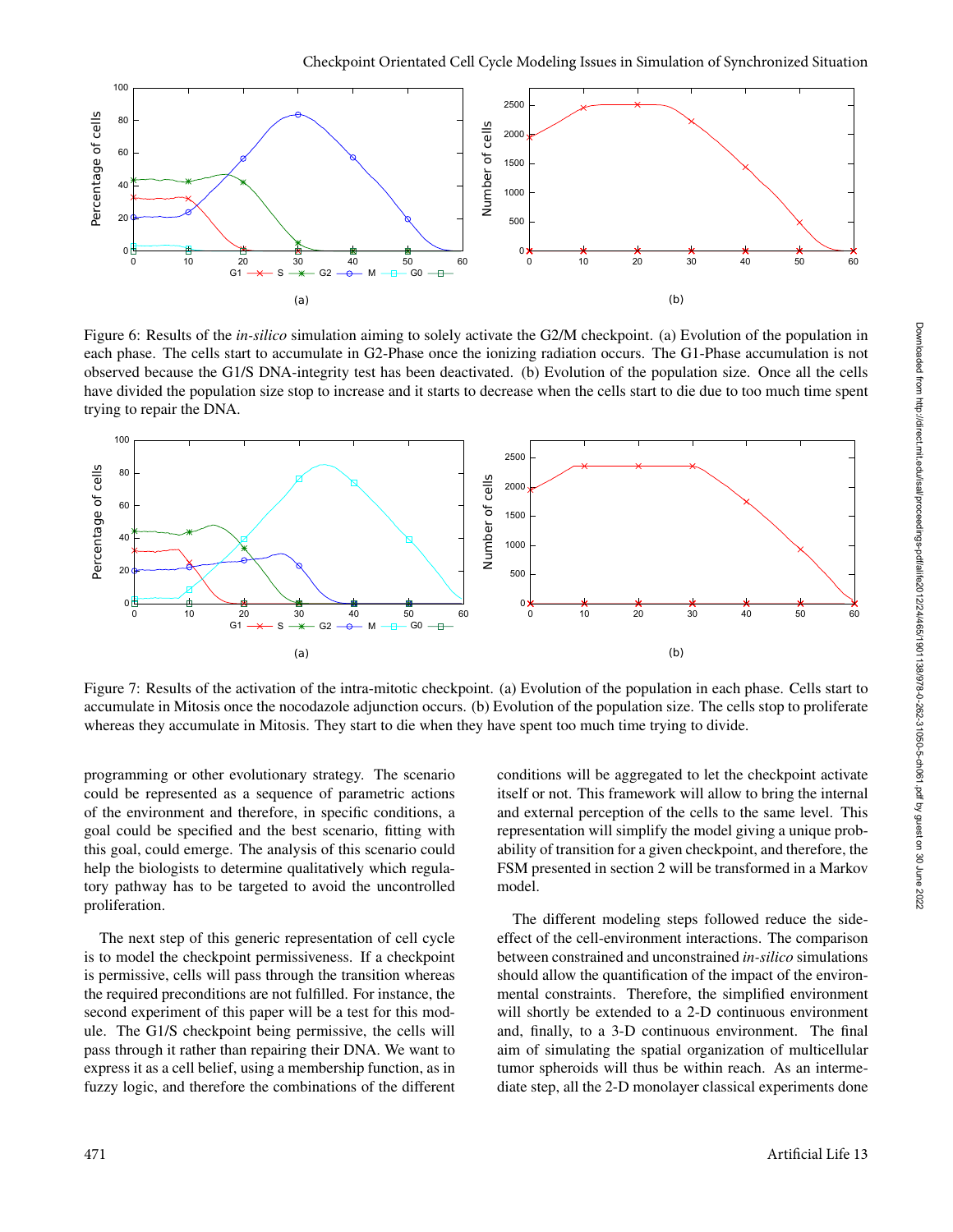Figure 6: Results of the *in-silico* simulation aiming to solely activate the G2/M checkpoint. (a) Evolution of the population in each phase. The cells start to accumulate in G2-Phase once the ionizing radiation occurs. The G1-Phase accumulation is not observed because the G1/S DNA-integrity test has been deactivated. (b) Evolution of the population size. Once all the cells have divided the population size stop to increase and it starts to decrease when the cells start to die due to too much time spent trying to repair the DNA.

Figure 7: Results of the activation of the intra-mitotic checkpoint. (a) Evolution of the population in each phase. Cells start to accumulate in Mitosis once the nocodazole adjunction occurs. (b) Evolution of the population size. The cells stop to proliferate whereas they accumulate in Mitosis. They start to die when they have spent too much time trying to divide.

programming or other evolutionary strategy. The scenario could be represented as a sequence of parametric actions of the environment and therefore, in specific conditions, a goal could be specified and the best scenario, fitting with this goal, could emerge. The analysis of this scenario could help the biologists to determine qualitatively which regulatory pathway has to be targeted to avoid the uncontrolled proliferation.

The next step of this generic representation of cell cycle is to model the checkpoint permissiveness. If a checkpoint is permissive, cells will pass through the transition whereas the required preconditions are not fulfilled. For instance, the second experiment of this paper will be a test for this module. The G1/S checkpoint being permissive, the cells will pass through it rather than repairing their DNA. We want to express it as a cell belief, using a membership function, as in fuzzy logic, and therefore the combinations of the different conditions will be aggregated to let the checkpoint activate itself or not. This framework will allow to bring the internal and external perception of the cells to the same level. This representation will simplify the model giving a unique probability of transition for a given checkpoint, and therefore, the FSM presented in section 2 will be transformed in a Markov model.

The different modeling steps followed reduce the side-effect of the cell-environment interactions. The comparison between constrained and unconstrained *in-silico* simulations should allow the quantification of the impact of the environmental constraints. Therefore, the simplified environment will shortly be extended to a 2-D continuous environment and, finally, to a 3-D continuous environment. The final aim of simulating the spatial organization of multicellular tumor spheroids will thus be within reach. As an intermediate step, all the 2-D monolayer classical experiments done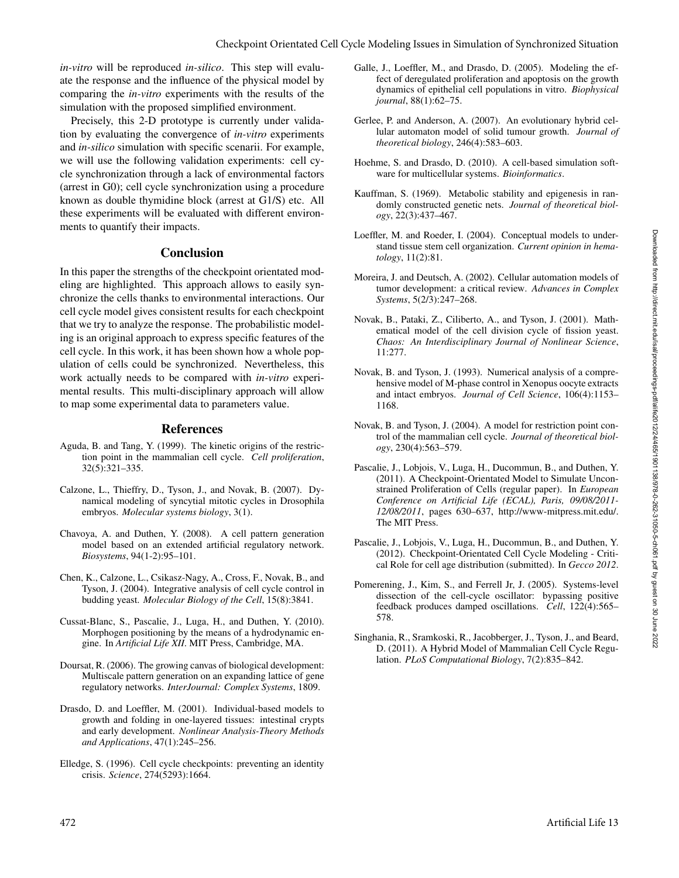*in-vitro* will be reproduced *in-silico*. This step will evaluate the response and the influence of the physical model by comparing the *in-vitro* experiments with the results of the simulation with the proposed simplified environment.

Precisely, this 2-D prototype is currently under validation by evaluating the convergence of *in-vitro* experiments and *in-silico* simulation with specific scenarii. For example, we will use the following validation experiments: cell cycle synchronization through a lack of environmental factors (arrest in G0); cell cycle synchronization using a procedure known as double thymidine block (arrest at G1/S) etc. All these experiments will be evaluated with different environments to quantify their impacts.

## Conclusion

In this paper the strengths of the checkpoint orientated modeling are highlighted. This approach allows to easily synchronize the cells thanks to environmental interactions. Our cell cycle model gives consistent results for each checkpoint that we try to analyze the response. The probabilistic modeling is an original approach to express specific features of the cell cycle. In this work, it has been shown how a whole population of cells could be synchronized. Nevertheless, this work actually needs to be compared with *in-vitro* experimental results. This multi-disciplinary approach will allow to map some experimental data to parameters value.

## References

Aguda, B. and Tang, Y. (1999). The kinetic origins of the restriction point in the mammalian cell cycle. *Cell proliferation*, 32(5):321–335.

Calzone, L., Thieffry, D., Tyson, J., and Novak, B. (2007). Dynamical modeling of syncytial mitotic cycles in Drosophila embryos. *Molecular systems biology*, 3(1).

Chavoya, A. and Duthen, Y. (2008). A cell pattern generation model based on an extended artificial regulatory network. *Biosystems*, 94(1-2):95–101.

Chen, K., Calzone, L., Csikasz-Nagy, A., Cross, F., Novak, B., and Tyson, J. (2004). Integrative analysis of cell cycle control in budding yeast. *Molecular Biology of the Cell*, 15(8):3841.

Cussat-Blanc, S., Pascalie, J., Luga, H., and Duthen, Y. (2010). Morphogen positioning by the means of a hydrodynamic engine. In *Artificial Life XII*. MIT Press, Cambridge, MA.

Doursat, R. (2006). The growing canvas of biological development: Multiscale pattern generation on an expanding lattice of gene regulatory networks. *InterJournal: Complex Systems*, 1809.

Drasdo, D. and Loeffler, M. (2001). Individual-based models to growth and folding in one-layered tissues: intestinal crypts and early development. *Nonlinear Analysis-Theory Methods and Applications*, 47(1):245–256.

Elledge, S. (1996). Cell cycle checkpoints: preventing an identity crisis. *Science*, 274(5293):1664.

Galle, J., Loeffler, M., and Drasdo, D. (2005). Modeling the effect of deregulated proliferation and apoptosis on the growth dynamics of epithelial cell populations in vitro. *Biophysical journal*, 88(1):62–75.

Gerlee, P. and Anderson, A. (2007). An evolutionary hybrid cellular automaton model of solid tumour growth. *Journal of theoretical biology*, 246(4):583–603.

Hoehme, S. and Drasdo, D. (2010). A cell-based simulation software for multicellular systems. *Bioinformatics*.

Kauffman, S. (1969). Metabolic stability and epigenesis in randomly constructed genetic nets. *Journal of theoretical biology*, 22(3):437–467.

Loeffler, M. and Roeder, I. (2004). Conceptual models to understand tissue stem cell organization. *Current opinion in hematology*, 11(2):81.

Moreira, J. and Deutsch, A. (2002). Cellular automation models of tumor development: a critical review. *Advances in Complex Systems*, 5(2/3):247–268.

Novak, B., Pataki, Z., Ciliberto, A., and Tyson, J. (2001). Mathematical model of the cell division cycle of fission yeast. *Chaos: An Interdisciplinary Journal of Nonlinear Science*, 11:277.

Novak, B. and Tyson, J. (1993). Numerical analysis of a comprehensive model of M-phase control in Xenopus oocyte extracts and intact embryos. *Journal of Cell Science*, 106(4):1153–1168.

Novak, B. and Tyson, J. (2004). A model for restriction point control of the mammalian cell cycle. *Journal of theoretical biology*, 230(4):563–579.

Pascalie, J., Lobjois, V., Luga, H., Ducommun, B., and Duthen, Y. (2011). A Checkpoint-Orientated Model to Simulate Unconstrained Proliferation of Cells (regular paper). In *European Conference on Artificial Life (ECAL), Paris, 09/08/2011-12/08/2011*, pages 630–637, http://www-mitpress.mit.edu/. The MIT Press.

Pascalie, J., Lobjois, V., Luga, H., Ducommun, B., and Duthen, Y. (2012). Checkpoint-Orientated Cell Cycle Modeling - Critical Role for cell age distribution (submitted). In *Gecco 2012*.

Pomerening, J., Kim, S., and Ferrell Jr, J. (2005). Systems-level dissection of the cell-cycle oscillator: bypassing positive feedback produces damped oscillations. *Cell*, 122(4):565–578.

Singhania, R., Sramkoski, R., Jacobberger, J., Tyson, J., and Beard, D. (2011). A Hybrid Model of Mammalian Cell Cycle Regulation. *PLoS Computational Biology*, 7(2):835–842.